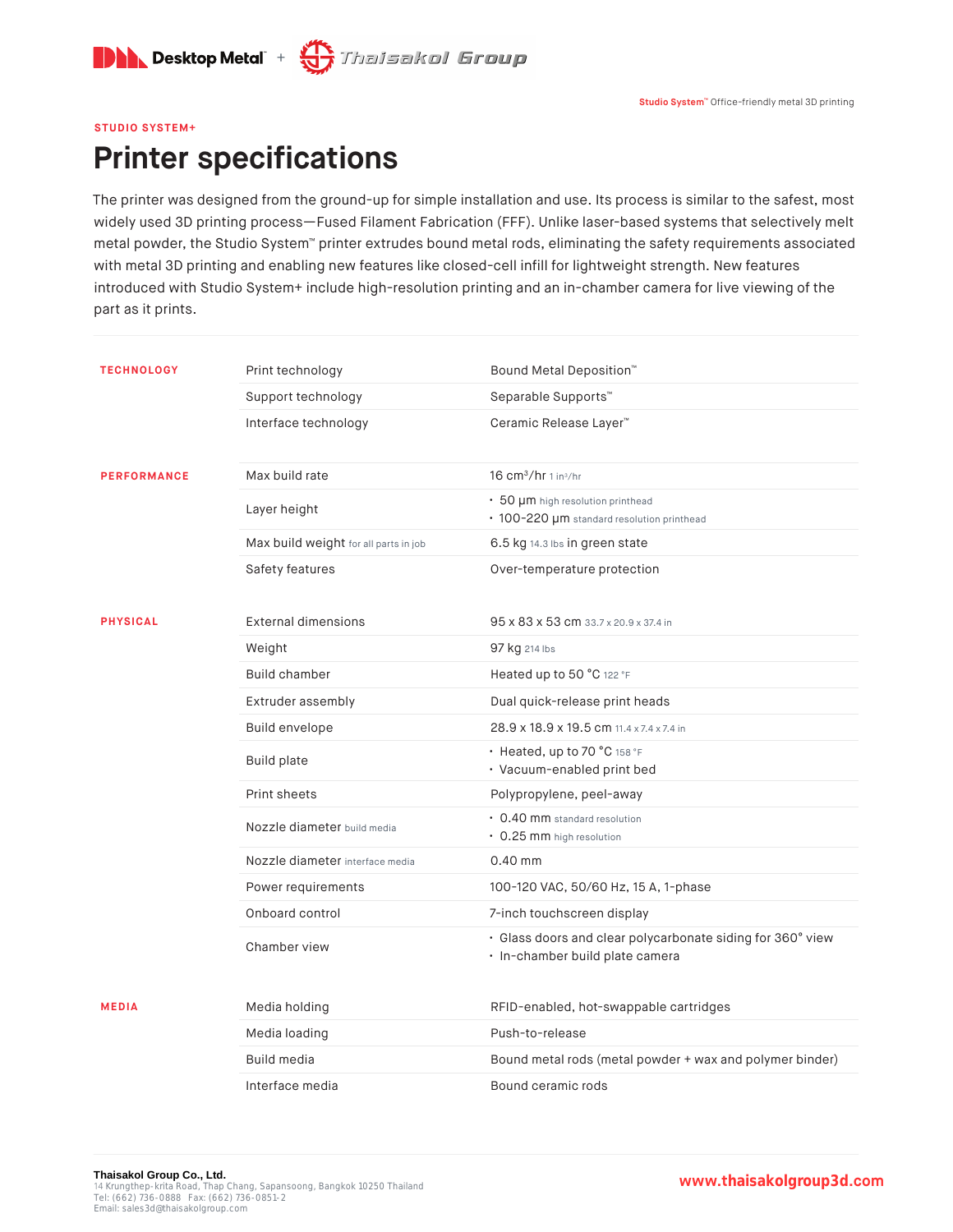Desktop Metal + Thaisakol Group

Studio System™ Office-friendly metal 3D printing

STUDIO SYSTEM+

# Printer specifications

The printer was designed from the ground-up for simple installation and use. Its process is similar to the safest, most widely used 3D printing process—Fused Filament Fabrication (FFF). Unlike laser-based systems that selectively melt metal powder, the Studio System™ printer extrudes bound metal rods, eliminating the safety requirements associated with metal 3D printing and enabling new features like closed-cell infill for lightweight strength. New features introduced with Studio System+ include high-resolution printing and an in-chamber camera for live viewing of the part as it prints.

| | | |
|---|---|---|
| **TECHNOLOGY** | Print technology | Bound Metal Deposition™ |
| | Support technology | Separable Supports™ |
| | Interface technology | Ceramic Release Layer™ |
| **PERFORMANCE** | Max build rate | 16 $cm^3$/hr 1 $in^3$/hr |
| | Layer height | • 50 µm high resolution printhead<br>• 100-220 µm standard resolution printhead |
| | Max build weight for all parts in job | 6.5 kg 14.3 lbs in green state |
| | Safety features | Over-temperature protection |
| **PHYSICAL** | External dimensions | 95 x 83 x 53 cm 33.7 x 20.9 x 37.4 in |
| | Weight | 97 kg 214 lbs |
| | Build chamber | Heated up to 50 °C 122 °F |
| | Extruder assembly | Dual quick-release print heads |
| | Build envelope | 28.9 x 18.9 x 19.5 cm 11.4 x 7.4 x 7.4 in |
| | Build plate | • Heated, up to 70 °C 158 °F<br>• Vacuum-enabled print bed |
| | Print sheets | Polypropylene, peel-away |
| | Nozzle diameter build media | • 0.40 mm standard resolution<br>• 0.25 mm high resolution |
| | Nozzle diameter interface media | 0.40 mm |
| | Power requirements | 100-120 VAC, 50/60 Hz, 15 A, 1-phase |
| | Onboard control | 7-inch touchscreen display |
| | Chamber view | • Glass doors and clear polycarbonate siding for 360° view<br>• In-chamber build plate camera |
| **MEDIA** | Media holding | RFID-enabled, hot-swappable cartridges |
| | Media loading | Push-to-release |
| | Build media | Bound metal rods (metal powder + wax and polymer binder) |
| | Interface media | Bound ceramic rods |

**Thaisakol Group Co., Ltd.**
14 Krungthep-krita Road, Thap Chang, Sapansoong, Bangkok 10250 Thailand
Tel: (662) 736-0888 Fax: (662) 736-0851-2
Email: sales3d@thaisakolgroup.com

www.thaisakolgroup3d.com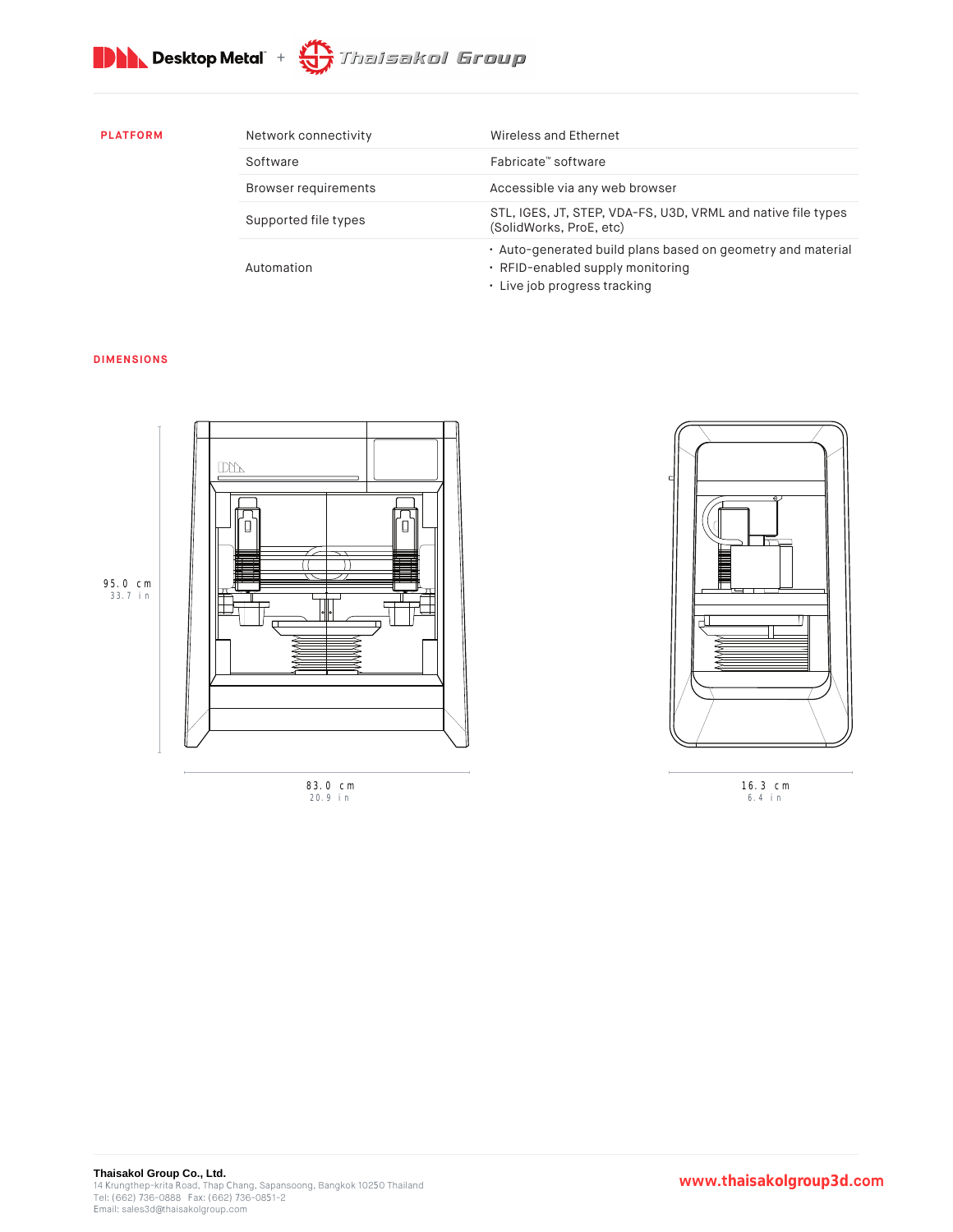## PLATFORM

| | |
|---|---|
| Network connectivity | Wireless and Ethernet |
| Software | Fabricate™ software |
| Browser requirements | Accessible via any web browser |
| Supported file types | STL, IGES, JT, STEP, VDA-FS, U3D, VRML and native file types (SolidWorks, ProE, etc) |
| Automation | • Auto-generated build plans based on geometry and material<br>• RFID-enabled supply monitoring<br>• Live job progress tracking |

## DIMENSIONS

95.0 cm
33.7 in

83.0 cm
20.9 in

16.3 cm
6.4 in

**Thaisakol Group Co., Ltd.**
14 Krungthep-krita Road, Thap Chang, Sapansoong, Bangkok 10250 Thailand
Tel: (662) 736-0888 Fax: (662) 736-0851-2
Email: sales3d@thaisakolgroup.com

**www.thaisakolgroup3d.com**